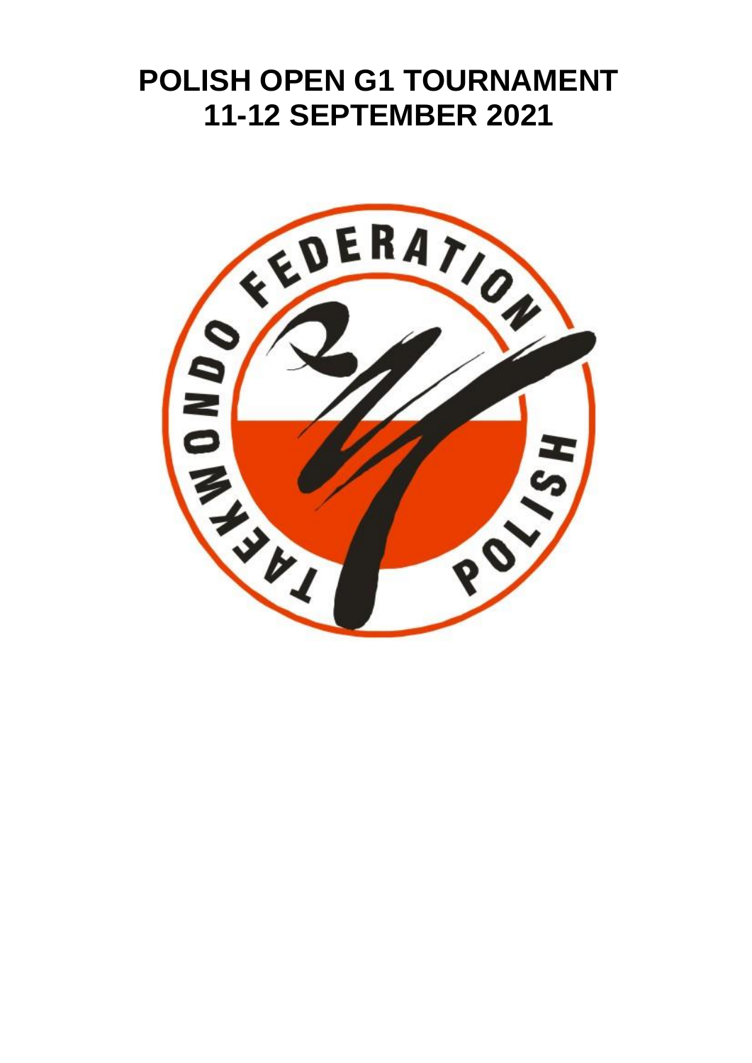# POLISH OPEN G1 TOURNAMENT
# 11-12 SEPTEMBER 2021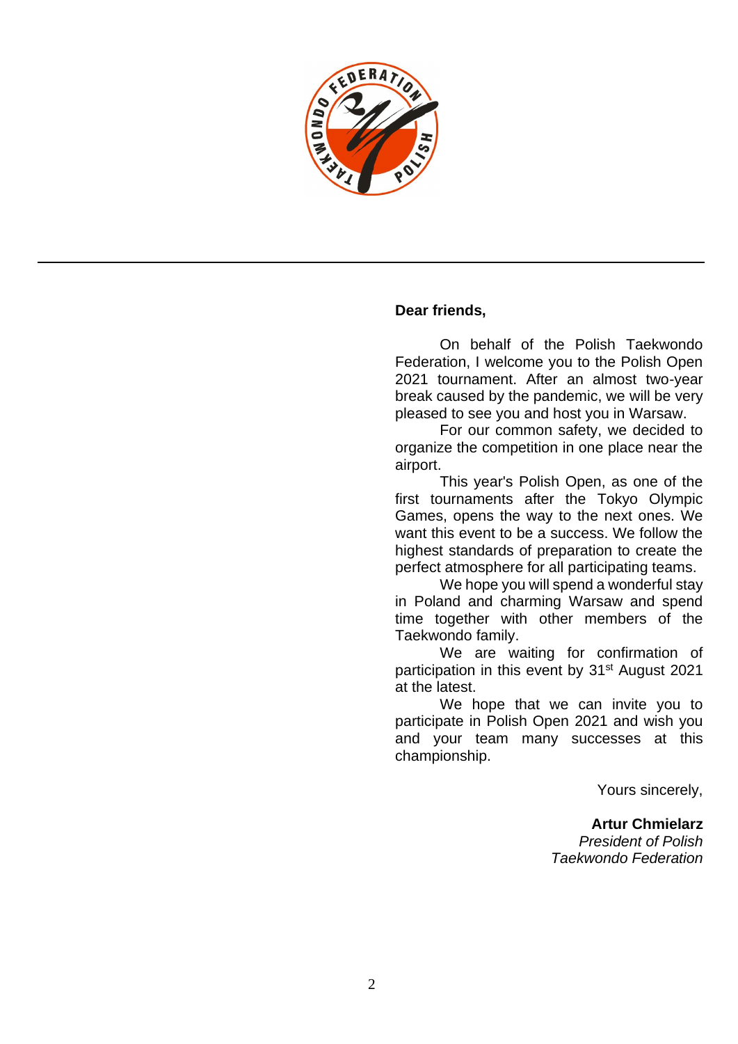**Dear friends,**

On behalf of the Polish Taekwondo Federation, I welcome you to the Polish Open 2021 tournament. After an almost two-year break caused by the pandemic, we will be very pleased to see you and host you in Warsaw.

For our common safety, we decided to organize the competition in one place near the airport.

This year's Polish Open, as one of the first tournaments after the Tokyo Olympic Games, opens the way to the next ones. We want this event to be a success. We follow the highest standards of preparation to create the perfect atmosphere for all participating teams.

We hope you will spend a wonderful stay in Poland and charming Warsaw and spend time together with other members of the Taekwondo family.

We are waiting for confirmation of participation in this event by 31st August 2021 at the latest.

We hope that we can invite you to participate in Polish Open 2021 and wish you and your team many successes at this championship.

Yours sincerely,

**Artur Chmielarz**
*President of Polish Taekwondo Federation*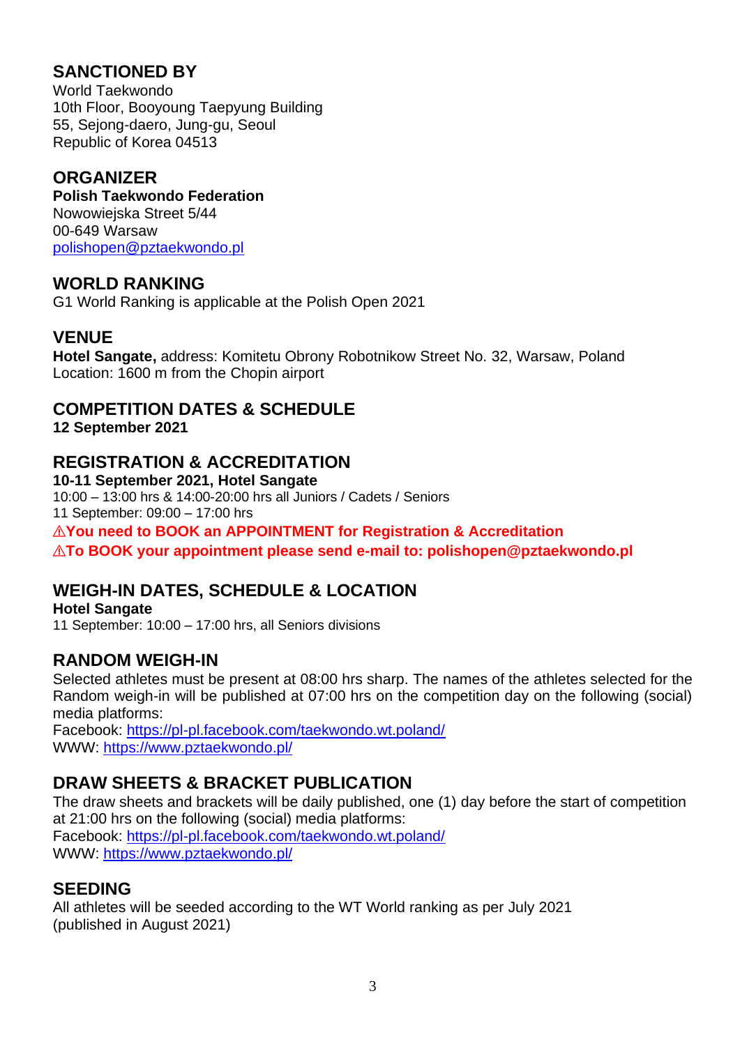## SANCTIONED BY

World Taekwondo
10th Floor, Booyoung Taepyung Building
55, Sejong-daero, Jung-gu, Seoul
Republic of Korea 04513

## ORGANIZER

**Polish Taekwondo Federation**
Nowowiejska Street 5/44
00-649 Warsaw
polishopen@pztaekwondo.pl

## WORLD RANKING

G1 World Ranking is applicable at the Polish Open 2021

## VENUE

**Hotel Sangate,** address: Komitetu Obrony Robotnikow Street No. 32, Warsaw, Poland
Location: 1600 m from the Chopin airport

## COMPETITION DATES & SCHEDULE

**12 September 2021**

## REGISTRATION & ACCREDITATION

**10-11 September 2021, Hotel Sangate**
10:00 – 13:00 hrs & 14:00-20:00 hrs all Juniors / Cadets / Seniors
11 September: 09:00 – 17:00 hrs

**⚠You need to BOOK an APPOINTMENT for Registration & Accreditation**

**⚠To BOOK your appointment please send e-mail to: polishopen@pztaekwondo.pl**

## WEIGH-IN DATES, SCHEDULE & LOCATION

**Hotel Sangate**
11 September: 10:00 – 17:00 hrs, all Seniors divisions

## RANDOM WEIGH-IN

Selected athletes must be present at 08:00 hrs sharp. The names of the athletes selected for the Random weigh-in will be published at 07:00 hrs on the competition day on the following (social) media platforms:
Facebook: https://pl-pl.facebook.com/taekwondo.wt.poland/
WWW: https://www.pztaekwondo.pl/

## DRAW SHEETS & BRACKET PUBLICATION

The draw sheets and brackets will be daily published, one (1) day before the start of competition at 21:00 hrs on the following (social) media platforms:
Facebook: https://pl-pl.facebook.com/taekwondo.wt.poland/
WWW: https://www.pztaekwondo.pl/

## SEEDING

All athletes will be seeded according to the WT World ranking as per July 2021 (published in August 2021)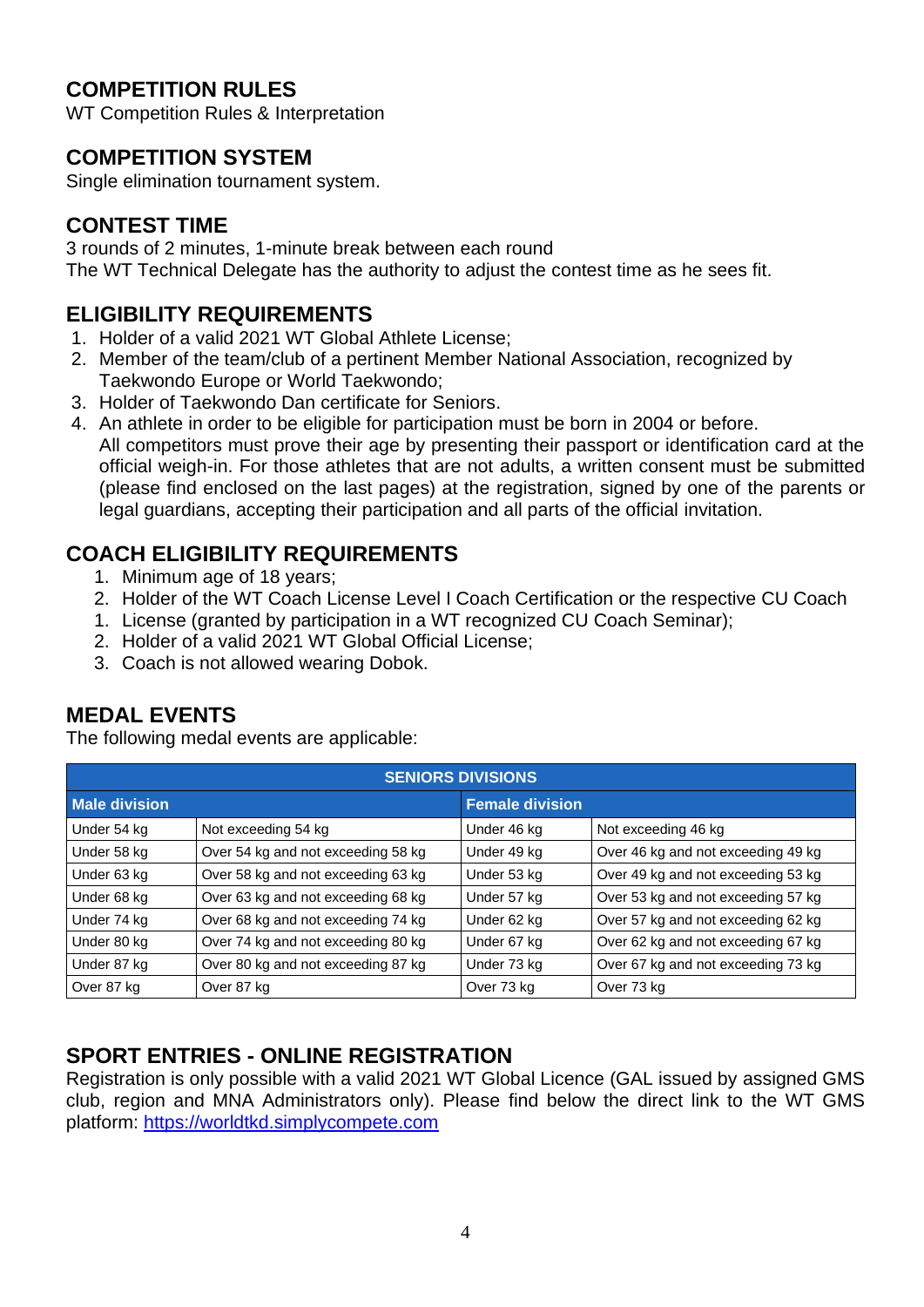## COMPETITION RULES

WT Competition Rules & Interpretation

## COMPETITION SYSTEM

Single elimination tournament system.

## CONTEST TIME

3 rounds of 2 minutes, 1-minute break between each round
The WT Technical Delegate has the authority to adjust the contest time as he sees fit.

## ELIGIBILITY REQUIREMENTS

1. Holder of a valid 2021 WT Global Athlete License;
2. Member of the team/club of a pertinent Member National Association, recognized by Taekwondo Europe or World Taekwondo;
3. Holder of Taekwondo Dan certificate for Seniors.
4. An athlete in order to be eligible for participation must be born in 2004 or before. All competitors must prove their age by presenting their passport or identification card at the official weigh-in. For those athletes that are not adults, a written consent must be submitted (please find enclosed on the last pages) at the registration, signed by one of the parents or legal guardians, accepting their participation and all parts of the official invitation.

## COACH ELIGIBILITY REQUIREMENTS

1. Minimum age of 18 years;
2. Holder of the WT Coach License Level I Coach Certification or the respective CU Coach
1. License (granted by participation in a WT recognized CU Coach Seminar);
2. Holder of a valid 2021 WT Global Official License;
3. Coach is not allowed wearing Dobok.

## MEDAL EVENTS

The following medal events are applicable:

| SENIORS DIVISIONS | | | |
|---|---|---|---|
| **Male division** | | **Female division** | |
| Under 54 kg | Not exceeding 54 kg | Under 46 kg | Not exceeding 46 kg |
| Under 58 kg | Over 54 kg and not exceeding 58 kg | Under 49 kg | Over 46 kg and not exceeding 49 kg |
| Under 63 kg | Over 58 kg and not exceeding 63 kg | Under 53 kg | Over 49 kg and not exceeding 53 kg |
| Under 68 kg | Over 63 kg and not exceeding 68 kg | Under 57 kg | Over 53 kg and not exceeding 57 kg |
| Under 74 kg | Over 68 kg and not exceeding 74 kg | Under 62 kg | Over 57 kg and not exceeding 62 kg |
| Under 80 kg | Over 74 kg and not exceeding 80 kg | Under 67 kg | Over 62 kg and not exceeding 67 kg |
| Under 87 kg | Over 80 kg and not exceeding 87 kg | Under 73 kg | Over 67 kg and not exceeding 73 kg |
| Over 87 kg | Over 87 kg | Over 73 kg | Over 73 kg |

## SPORT ENTRIES - ONLINE REGISTRATION

Registration is only possible with a valid 2021 WT Global Licence (GAL issued by assigned GMS club, region and MNA Administrators only). Please find below the direct link to the WT GMS platform: [https://worldtkd.simplycompete.com](https://worldtkd.simplycompete.com)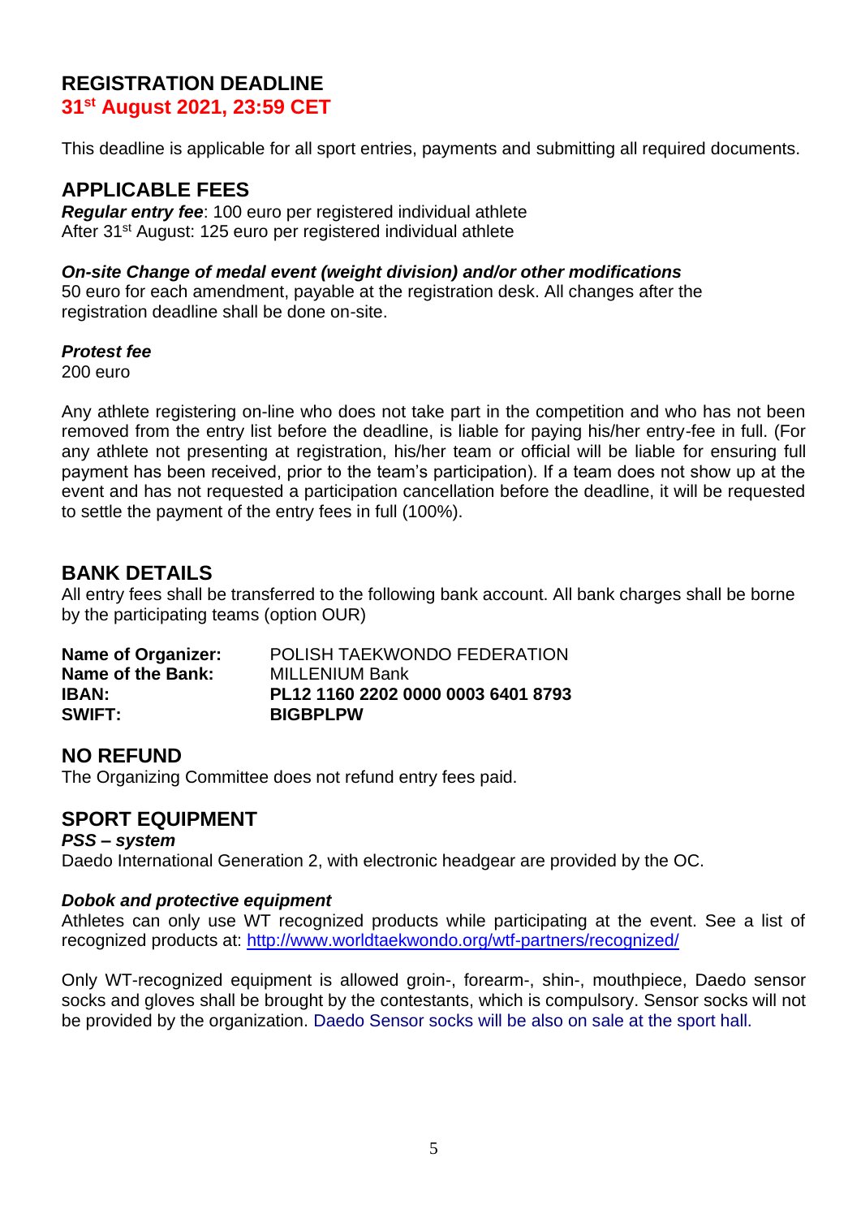## REGISTRATION DEADLINE

**31st August 2021, 23:59 CET**

This deadline is applicable for all sport entries, payments and submitting all required documents.

## APPLICABLE FEES

***Regular entry fee***: 100 euro per registered individual athlete
After 31st August: 125 euro per registered individual athlete

***On-site Change of medal event (weight division) and/or other modifications***
50 euro for each amendment, payable at the registration desk. All changes after the registration deadline shall be done on-site.

***Protest fee***
200 euro

Any athlete registering on-line who does not take part in the competition and who has not been removed from the entry list before the deadline, is liable for paying his/her entry-fee in full. (For any athlete not presenting at registration, his/her team or official will be liable for ensuring full payment has been received, prior to the team's participation). If a team does not show up at the event and has not requested a participation cancellation before the deadline, it will be requested to settle the payment of the entry fees in full (100%).

## BANK DETAILS

All entry fees shall be transferred to the following bank account. All bank charges shall be borne by the participating teams (option OUR)

| | |
|---|---|
| **Name of Organizer:** | POLISH TAEKWONDO FEDERATION |
| **Name of the Bank:** | MILLENIUM Bank |
| **IBAN:** | **PL12 1160 2202 0000 0003 6401 8793** |
| **SWIFT:** | **BIGBPLPW** |

## NO REFUND

The Organizing Committee does not refund entry fees paid.

## SPORT EQUIPMENT

***PSS – system***
Daedo International Generation 2, with electronic headgear are provided by the OC.

***Dobok and protective equipment***
Athletes can only use WT recognized products while participating at the event. See a list of recognized products at: http://www.worldtaekwondo.org/wtf-partners/recognized/

Only WT-recognized equipment is allowed groin-, forearm-, shin-, mouthpiece, Daedo sensor socks and gloves shall be brought by the contestants, which is compulsory. Sensor socks will not be provided by the organization. Daedo Sensor socks will be also on sale at the sport hall.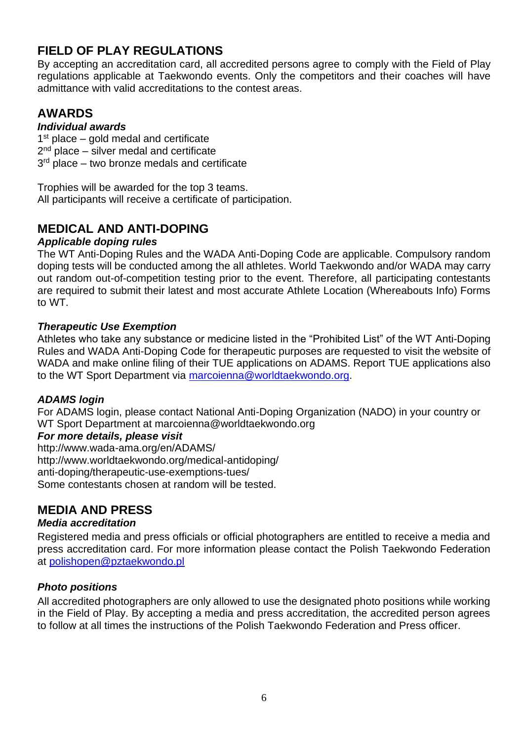## FIELD OF PLAY REGULATIONS

By accepting an accreditation card, all accredited persons agree to comply with the Field of Play regulations applicable at Taekwondo events. Only the competitors and their coaches will have admittance with valid accreditations to the contest areas.

## AWARDS

***Individual awards***

1st place – gold medal and certificate
2nd place – silver medal and certificate
3rd place – two bronze medals and certificate

Trophies will be awarded for the top 3 teams.
All participants will receive a certificate of participation.

## MEDICAL AND ANTI-DOPING

***Applicable doping rules***

The WT Anti-Doping Rules and the WADA Anti-Doping Code are applicable. Compulsory random doping tests will be conducted among the all athletes. World Taekwondo and/or WADA may carry out random out-of-competition testing prior to the event. Therefore, all participating contestants are required to submit their latest and most accurate Athlete Location (Whereabouts Info) Forms to WT.

***Therapeutic Use Exemption***

Athletes who take any substance or medicine listed in the "Prohibited List" of the WT Anti-Doping Rules and WADA Anti-Doping Code for therapeutic purposes are requested to visit the website of WADA and make online filing of their TUE applications on ADAMS. Report TUE applications also to the WT Sport Department via marcoienna@worldtaekwondo.org.

***ADAMS login***

For ADAMS login, please contact National Anti-Doping Organization (NADO) in your country or WT Sport Department at marcoienna@worldtaekwondo.org

***For more details, please visit***

http://www.wada-ama.org/en/ADAMS/
http://www.worldtaekwondo.org/medical-antidoping/
anti-doping/therapeutic-use-exemptions-tues/
Some contestants chosen at random will be tested.

## MEDIA AND PRESS

***Media accreditation***

Registered media and press officials or official photographers are entitled to receive a media and press accreditation card. For more information please contact the Polish Taekwondo Federation at polishopen@pztaekwondo.pl

***Photo positions***

All accredited photographers are only allowed to use the designated photo positions while working in the Field of Play. By accepting a media and press accreditation, the accredited person agrees to follow at all times the instructions of the Polish Taekwondo Federation and Press officer.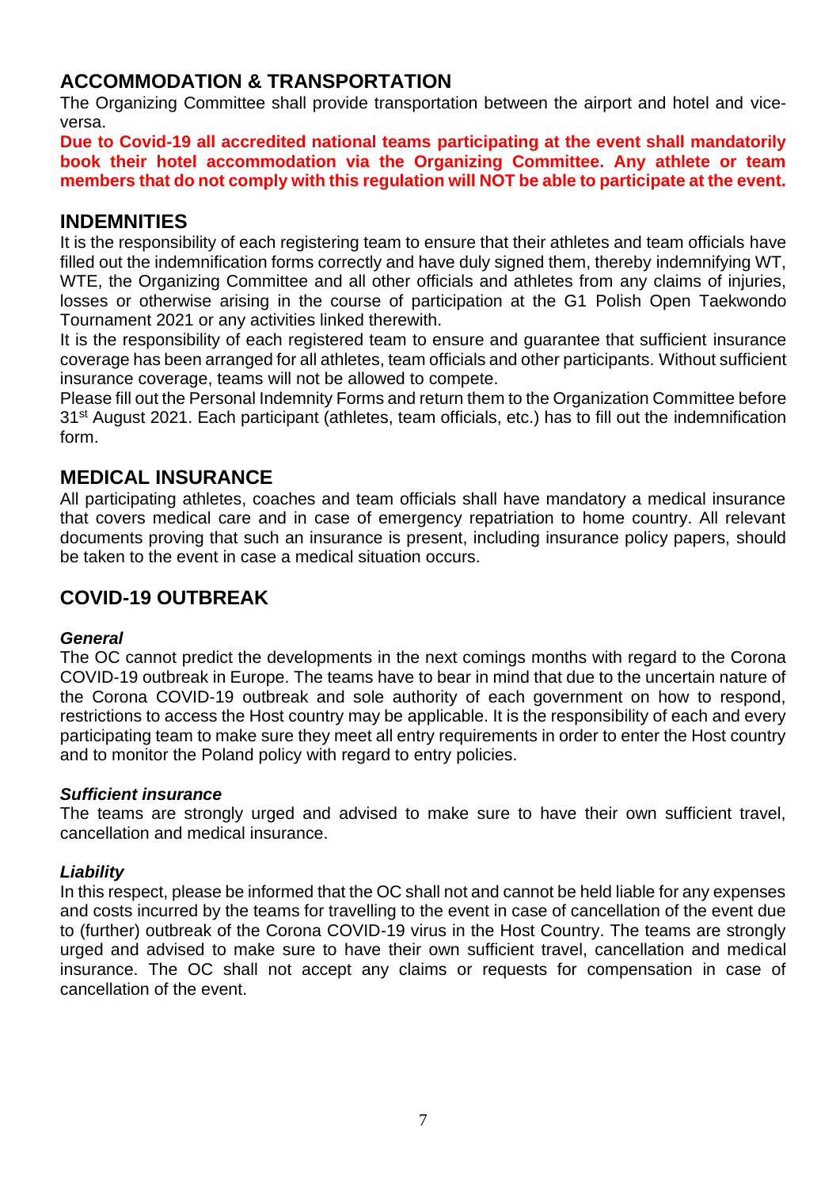## ACCOMMODATION & TRANSPORTATION

The Organizing Committee shall provide transportation between the airport and hotel and vice-versa.

**Due to Covid-19 all accredited national teams participating at the event shall mandatorily book their hotel accommodation via the Organizing Committee. Any athlete or team members that do not comply with this regulation will NOT be able to participate at the event.**

## INDEMNITIES

It is the responsibility of each registering team to ensure that their athletes and team officials have filled out the indemnification forms correctly and have duly signed them, thereby indemnifying WT, WTE, the Organizing Committee and all other officials and athletes from any claims of injuries, losses or otherwise arising in the course of participation at the G1 Polish Open Taekwondo Tournament 2021 or any activities linked therewith.

It is the responsibility of each registered team to ensure and guarantee that sufficient insurance coverage has been arranged for all athletes, team officials and other participants. Without sufficient insurance coverage, teams will not be allowed to compete.

Please fill out the Personal Indemnity Forms and return them to the Organization Committee before 31st August 2021. Each participant (athletes, team officials, etc.) has to fill out the indemnification form.

## MEDICAL INSURANCE

All participating athletes, coaches and team officials shall have mandatory a medical insurance that covers medical care and in case of emergency repatriation to home country. All relevant documents proving that such an insurance is present, including insurance policy papers, should be taken to the event in case a medical situation occurs.

## COVID-19 OUTBREAK

### *General*

The OC cannot predict the developments in the next comings months with regard to the Corona COVID-19 outbreak in Europe. The teams have to bear in mind that due to the uncertain nature of the Corona COVID-19 outbreak and sole authority of each government on how to respond, restrictions to access the Host country may be applicable. It is the responsibility of each and every participating team to make sure they meet all entry requirements in order to enter the Host country and to monitor the Poland policy with regard to entry policies.

### *Sufficient insurance*

The teams are strongly urged and advised to make sure to have their own sufficient travel, cancellation and medical insurance.

### *Liability*

In this respect, please be informed that the OC shall not and cannot be held liable for any expenses and costs incurred by the teams for travelling to the event in case of cancellation of the event due to (further) outbreak of the Corona COVID-19 virus in the Host Country. The teams are strongly urged and advised to make sure to have their own sufficient travel, cancellation and medical insurance. The OC shall not accept any claims or requests for compensation in case of cancellation of the event.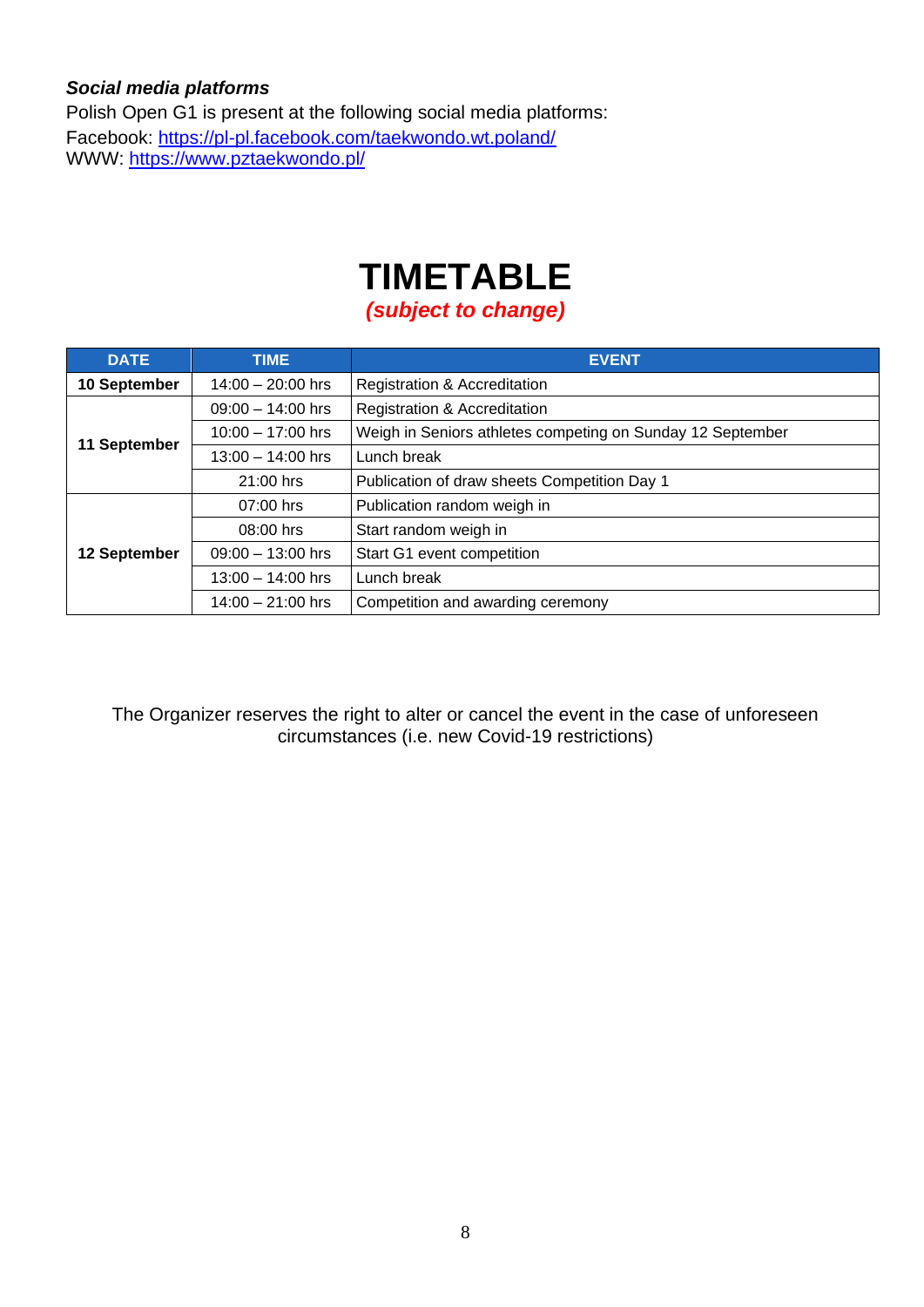***Social media platforms***

Polish Open G1 is present at the following social media platforms:
Facebook: https://pl-pl.facebook.com/taekwondo.wt.poland/
WWW: https://www.pztaekwondo.pl/

# TIMETABLE

***(subject to change)***

| DATE | TIME | EVENT |
|---|---|---|
| **10 September** | 14:00 – 20:00 hrs | Registration & Accreditation |
| **11 September** | 09:00 – 14:00 hrs | Registration & Accreditation |
| | 10:00 – 17:00 hrs | Weigh in Seniors athletes competing on Sunday 12 September |
| | 13:00 – 14:00 hrs | Lunch break |
| | 21:00 hrs | Publication of draw sheets Competition Day 1 |
| **12 September** | 07:00 hrs | Publication random weigh in |
| | 08:00 hrs | Start random weigh in |
| | 09:00 – 13:00 hrs | Start G1 event competition |
| | 13:00 – 14:00 hrs | Lunch break |
| | 14:00 – 21:00 hrs | Competition and awarding ceremony |

The Organizer reserves the right to alter or cancel the event in the case of unforeseen circumstances (i.e. new Covid-19 restrictions)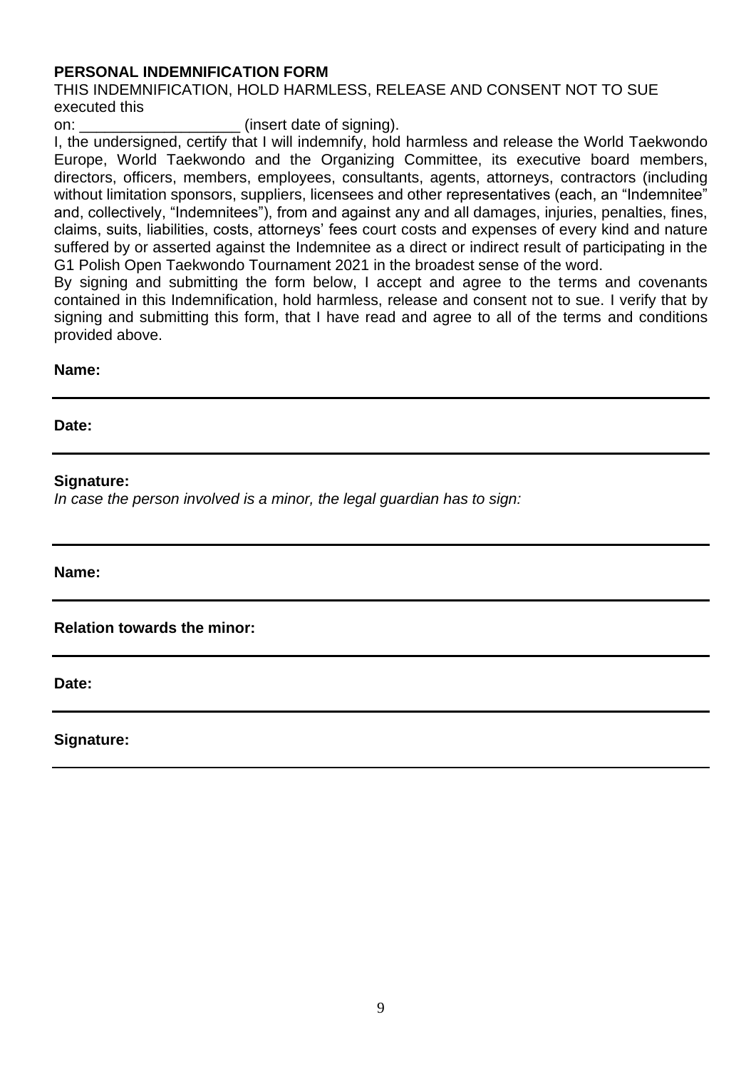**PERSONAL INDEMNIFICATION FORM**

THIS INDEMNIFICATION, HOLD HARMLESS, RELEASE AND CONSENT NOT TO SUE executed this

on: ___________________ (insert date of signing).

I, the undersigned, certify that I will indemnify, hold harmless and release the World Taekwondo Europe, World Taekwondo and the Organizing Committee, its executive board members, directors, officers, members, employees, consultants, agents, attorneys, contractors (including without limitation sponsors, suppliers, licensees and other representatives (each, an "Indemnitee" and, collectively, "Indemnitees"), from and against any and all damages, injuries, penalties, fines, claims, suits, liabilities, costs, attorneys' fees court costs and expenses of every kind and nature suffered by or asserted against the Indemnitee as a direct or indirect result of participating in the G1 Polish Open Taekwondo Tournament 2021 in the broadest sense of the word.

By signing and submitting the form below, I accept and agree to the terms and covenants contained in this Indemnification, hold harmless, release and consent not to sue. I verify that by signing and submitting this form, that I have read and agree to all of the terms and conditions provided above.

**Name:**

---

**Date:**

---

**Signature:**

*In case the person involved is a minor, the legal guardian has to sign:*

---

**Name:**

---

**Relation towards the minor:**

---

**Date:**

---

**Signature:**

---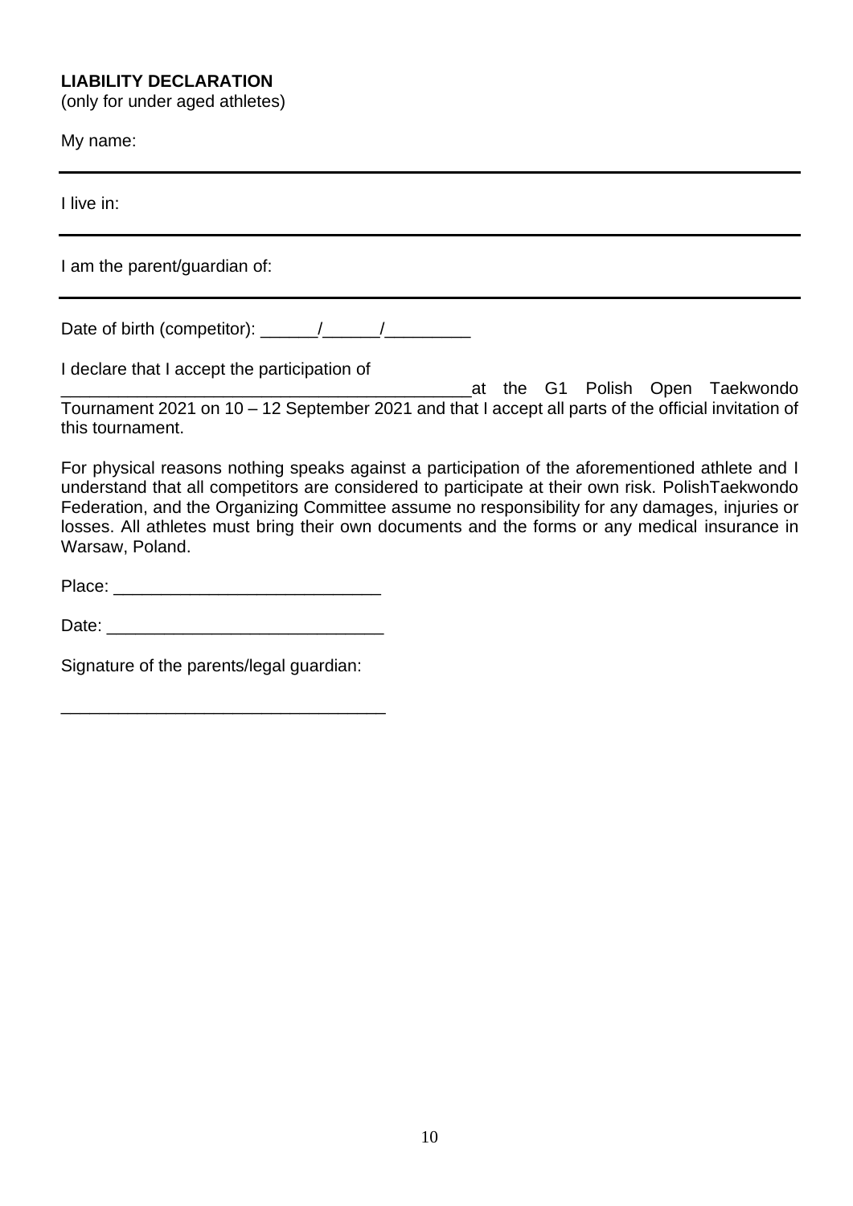**LIABILITY DECLARATION**
(only for under aged athletes)

My name:

---

I live in:

---

I am the parent/guardian of:

---

Date of birth (competitor): ______/______/_________

I declare that I accept the participation of ___________________________________________at the G1 Polish Open Taekwondo Tournament 2021 on 10 – 12 September 2021 and that I accept all parts of the official invitation of this tournament.

For physical reasons nothing speaks against a participation of the aforementioned athlete and I understand that all competitors are considered to participate at their own risk. PolishTaekwondo Federation, and the Organizing Committee assume no responsibility for any damages, injuries or losses. All athletes must bring their own documents and the forms or any medical insurance in Warsaw, Poland.

Place: ____________________________

Date: _____________________________

Signature of the parents/legal guardian:

__________________________________